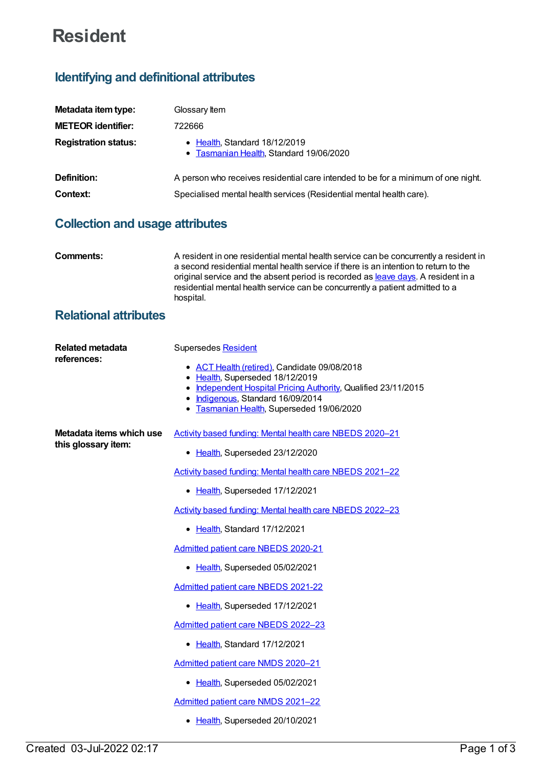# Resident

## Identifying and definitional attributes

| | |
|---|---|
| **Metadata item type:** | Glossary Item |
| **METEOR identifier:** | 722666 |
| **Registration status:** | • Health, Standard 18/12/2019<br>• Tasmanian Health, Standard 19/06/2020 |
| **Definition:** | A person who receives residential care intended to be for a minimum of one night. |
| **Context:** | Specialised mental health services (Residential mental health care). |

## Collection and usage attributes

**Comments:** A resident in one residential mental health service can be concurrently a resident in a second residential mental health service if there is an intention to return to the original service and the absent period is recorded as leave days. A resident in a residential mental health service can be concurrently a patient admitted to a hospital.

## Relational attributes

**Related metadata references:**

Supersedes Resident

- ACT Health (retired), Candidate 09/08/2018
- Health, Superseded 18/12/2019
- Independent Hospital Pricing Authority, Qualified 23/11/2015
- Indigenous, Standard 16/09/2014
- Tasmanian Health, Superseded 19/06/2020

**Metadata items which use this glossary item:**

Activity based funding: Mental health care NBEDS 2020–21

- Health, Superseded 23/12/2020

Activity based funding: Mental health care NBEDS 2021–22

- Health, Superseded 17/12/2021

Activity based funding: Mental health care NBEDS 2022–23

- Health, Standard 17/12/2021

Admitted patient care NBEDS 2020-21

- Health, Superseded 05/02/2021

Admitted patient care NBEDS 2021-22

- Health, Superseded 17/12/2021

Admitted patient care NBEDS 2022–23

- Health, Standard 17/12/2021

Admitted patient care NMDS 2020–21

- Health, Superseded 05/02/2021

Admitted patient care NMDS 2021–22

- Health, Superseded 20/10/2021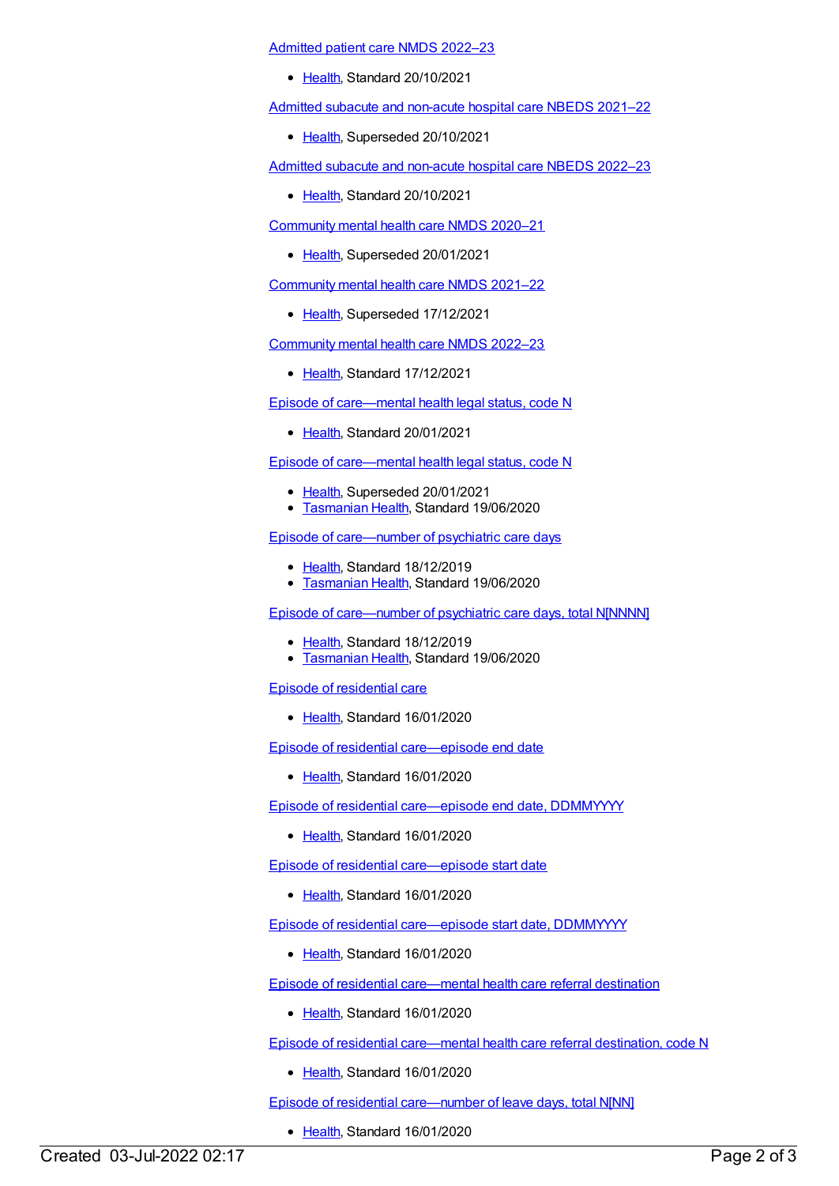Admitted patient care NMDS 2022–23

- Health, Standard 20/10/2021

Admitted subacute and non-acute hospital care NBEDS 2021–22

- Health, Superseded 20/10/2021

Admitted subacute and non-acute hospital care NBEDS 2022–23

- Health, Standard 20/10/2021

Community mental health care NMDS 2020–21

- Health, Superseded 20/01/2021

Community mental health care NMDS 2021–22

- Health, Superseded 17/12/2021

Community mental health care NMDS 2022–23

- Health, Standard 17/12/2021

Episode of care—mental health legal status, code N

- Health, Standard 20/01/2021

Episode of care—mental health legal status, code N

- Health, Superseded 20/01/2021
- Tasmanian Health, Standard 19/06/2020

Episode of care—number of psychiatric care days

- Health, Standard 18/12/2019
- Tasmanian Health, Standard 19/06/2020

Episode of care—number of psychiatric care days, total N[NNNN]

- Health, Standard 18/12/2019
- Tasmanian Health, Standard 19/06/2020

Episode of residential care

- Health, Standard 16/01/2020

Episode of residential care—episode end date

- Health, Standard 16/01/2020

Episode of residential care—episode end date, DDMMYYYY

- Health, Standard 16/01/2020

Episode of residential care—episode start date

- Health, Standard 16/01/2020

Episode of residential care—episode start date, DDMMYYYY

- Health, Standard 16/01/2020

Episode of residential care—mental health care referral destination

- Health, Standard 16/01/2020

Episode of residential care—mental health care referral destination, code N

- Health, Standard 16/01/2020

Episode of residential care—number of leave days, total N[NN]

- Health, Standard 16/01/2020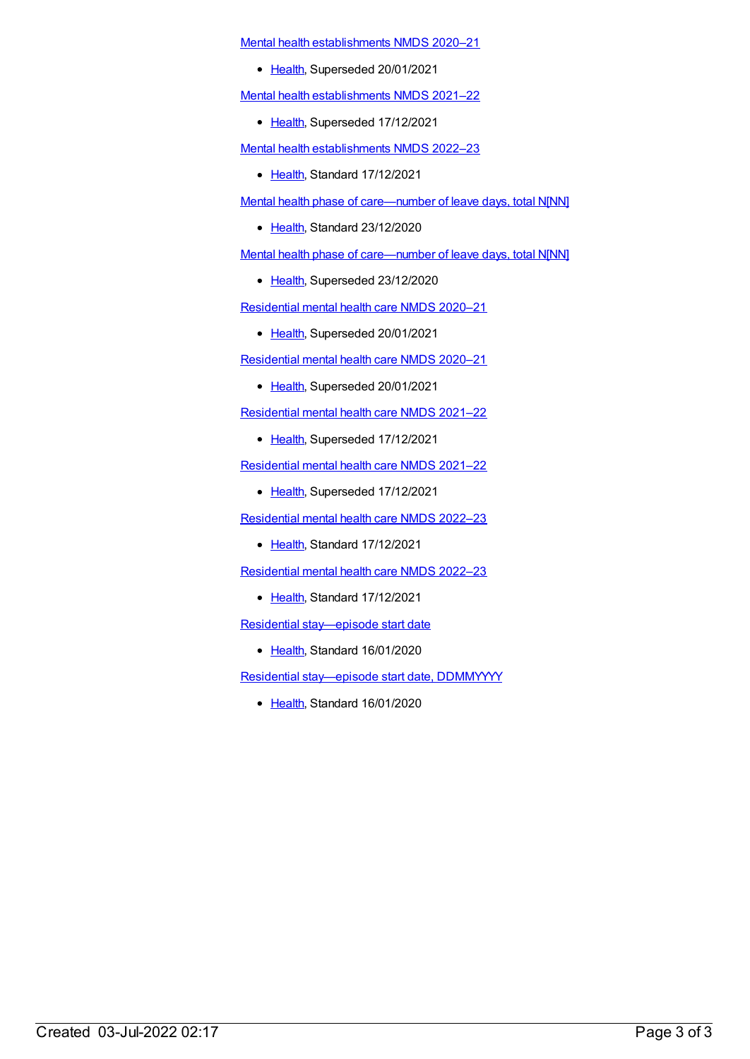Mental health establishments NMDS 2020–21

- Health, Superseded 20/01/2021

Mental health establishments NMDS 2021–22

- Health, Superseded 17/12/2021

Mental health establishments NMDS 2022–23

- Health, Standard 17/12/2021

Mental health phase of care—number of leave days, total N[NN]

- Health, Standard 23/12/2020

Mental health phase of care—number of leave days, total N[NN]

- Health, Superseded 23/12/2020

Residential mental health care NMDS 2020–21

- Health, Superseded 20/01/2021

Residential mental health care NMDS 2020–21

- Health, Superseded 20/01/2021

Residential mental health care NMDS 2021–22

- Health, Superseded 17/12/2021

Residential mental health care NMDS 2021–22

- Health, Superseded 17/12/2021

Residential mental health care NMDS 2022–23

- Health, Standard 17/12/2021

Residential mental health care NMDS 2022–23

- Health, Standard 17/12/2021

Residential stay—episode start date

- Health, Standard 16/01/2020

Residential stay—episode start date, DDMMYYYY

- Health, Standard 16/01/2020